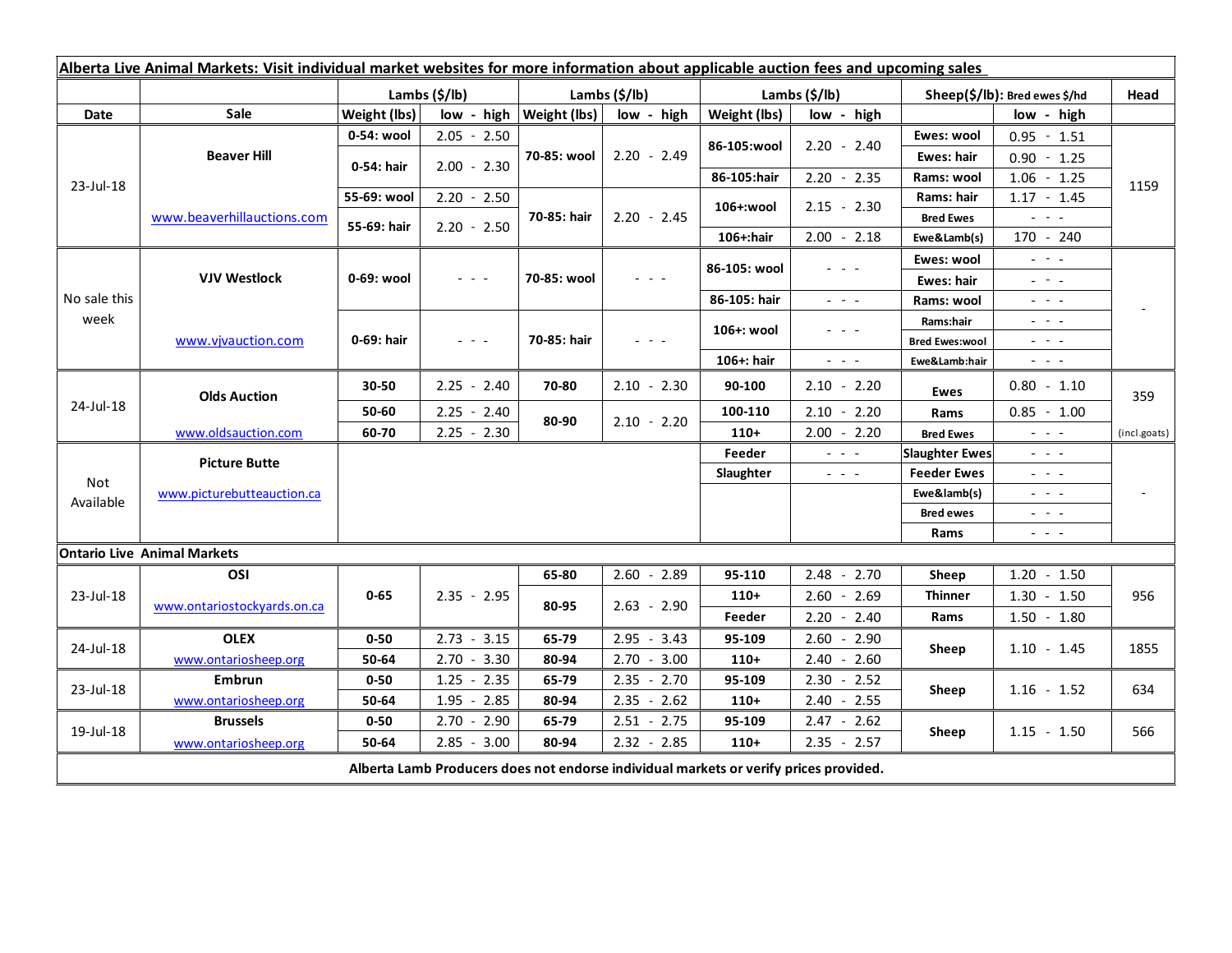| Alberta Live Animal Markets: Visit individual market websites for more information about applicable auction fees and upcoming sales | | | | | | | | | | |
|---|---|---|---|---|---|---|---|---|---|---|
| | | Lambs ($/lb) | | Lambs ($/lb) | | Lambs ($/lb) | | Sheep($/lb): Bred ewes $/hd | | Head |
| Date | Sale | Weight (lbs) | low - high | Weight (lbs) | low - high | Weight (lbs) | low - high | | low - high | |
| 23-Jul-18 | Beaver Hill | 0-54: wool | 2.05 - 2.50 | 70-85: wool | 2.20 - 2.49 | 86-105:wool | 2.20 - 2.40 | Ewes: wool | 0.95 - 1.51 | 1159 |
| | | 0-54: hair | 2.00 - 2.30 | | | | | Ewes: hair | 0.90 - 1.25 | |
| | | | | | | 86-105:hair | 2.20 - 2.35 | Rams: wool | 1.06 - 1.25 | |
| | | 55-69: wool | 2.20 - 2.50 | 70-85: hair | 2.20 - 2.45 | 106+:wool | 2.15 - 2.30 | Rams: hair | 1.17 - 1.45 | |
| | www.beaverhillauctions.com | 55-69: hair | 2.20 - 2.50 | | | | | Bred Ewes | - - - | |
| | | | | | | 106+:hair | 2.00 - 2.18 | Ewe&Lamb(s) | 170 - 240 | |
| No sale this week | VJV Westlock | 0-69: wool | - - - | 70-85: wool | - - - | 86-105: wool | - - - | Ewes: wool | - - - | - |
| | | | | | | | | Ewes: hair | - - - | |
| | | | | | | 86-105: hair | - - - | Rams: wool | - - - | |
| | www.vjvauction.com | 0-69: hair | - - - | 70-85: hair | - - - | 106+: wool | - - - | Rams:hair | - - - | |
| | | | | | | | | Bred Ewes:wool | - - - | |
| | | | | | | 106+: hair | - - - | Ewe&Lamb:hair | - - - | |
| 24-Jul-18 | Olds Auction | 30-50 | 2.25 - 2.40 | 70-80 | 2.10 - 2.30 | 90-100 | 2.10 - 2.20 | Ewes | 0.80 - 1.10 | 359 |
| | | 50-60 | 2.25 - 2.40 | 80-90 | 2.10 - 2.20 | 100-110 | 2.10 - 2.20 | Rams | 0.85 - 1.00 | |
| | www.oldsauction.com | 60-70 | 2.25 - 2.30 | | | 110+ | 2.00 - 2.20 | Bred Ewes | - - - | (incl.goats) |
| Not Available | Picture Butte | | | | | Feeder | - - - | Slaughter Ewes | - - - | - |
| | www.picturebutteauction.ca | | | | | Slaughter | - - - | Feeder Ewes | - - - | |
| | | | | | | | | Ewe&lamb(s) | - - - | |
| | | | | | | | | Bred ewes | - - - | |
| | | | | | | | | Rams | - - - | |
| Ontario Live Animal Markets | | | | | | | | | | |
| 23-Jul-18 | OSI | 0-65 | 2.35 - 2.95 | 65-80 | 2.60 - 2.89 | 95-110 | 2.48 - 2.70 | Sheep | 1.20 - 1.50 | 956 |
| | www.ontariostockyards.on.ca | | | 80-95 | 2.63 - 2.90 | 110+ | 2.60 - 2.69 | Thinner | 1.30 - 1.50 | |
| | | | | | | Feeder | 2.20 - 2.40 | Rams | 1.50 - 1.80 | |
| 24-Jul-18 | OLEX | 0-50 | 2.73 - 3.15 | 65-79 | 2.95 - 3.43 | 95-109 | 2.60 - 2.90 | Sheep | 1.10 - 1.45 | 1855 |
| | www.ontariosheep.org | 50-64 | 2.70 - 3.30 | 80-94 | 2.70 - 3.00 | 110+ | 2.40 - 2.60 | | | |
| 23-Jul-18 | Embrun | 0-50 | 1.25 - 2.35 | 65-79 | 2.35 - 2.70 | 95-109 | 2.30 - 2.52 | Sheep | 1.16 - 1.52 | 634 |
| | www.ontariosheep.org | 50-64 | 1.95 - 2.85 | 80-94 | 2.35 - 2.62 | 110+ | 2.40 - 2.55 | | | |
| 19-Jul-18 | Brussels | 0-50 | 2.70 - 2.90 | 65-79 | 2.51 - 2.75 | 95-109 | 2.47 - 2.62 | Sheep | 1.15 - 1.50 | 566 |
| | www.ontariosheep.org | 50-64 | 2.85 - 3.00 | 80-94 | 2.32 - 2.85 | 110+ | 2.35 - 2.57 | | | |

**Alberta Lamb Producers does not endorse individual markets or verify prices provided.**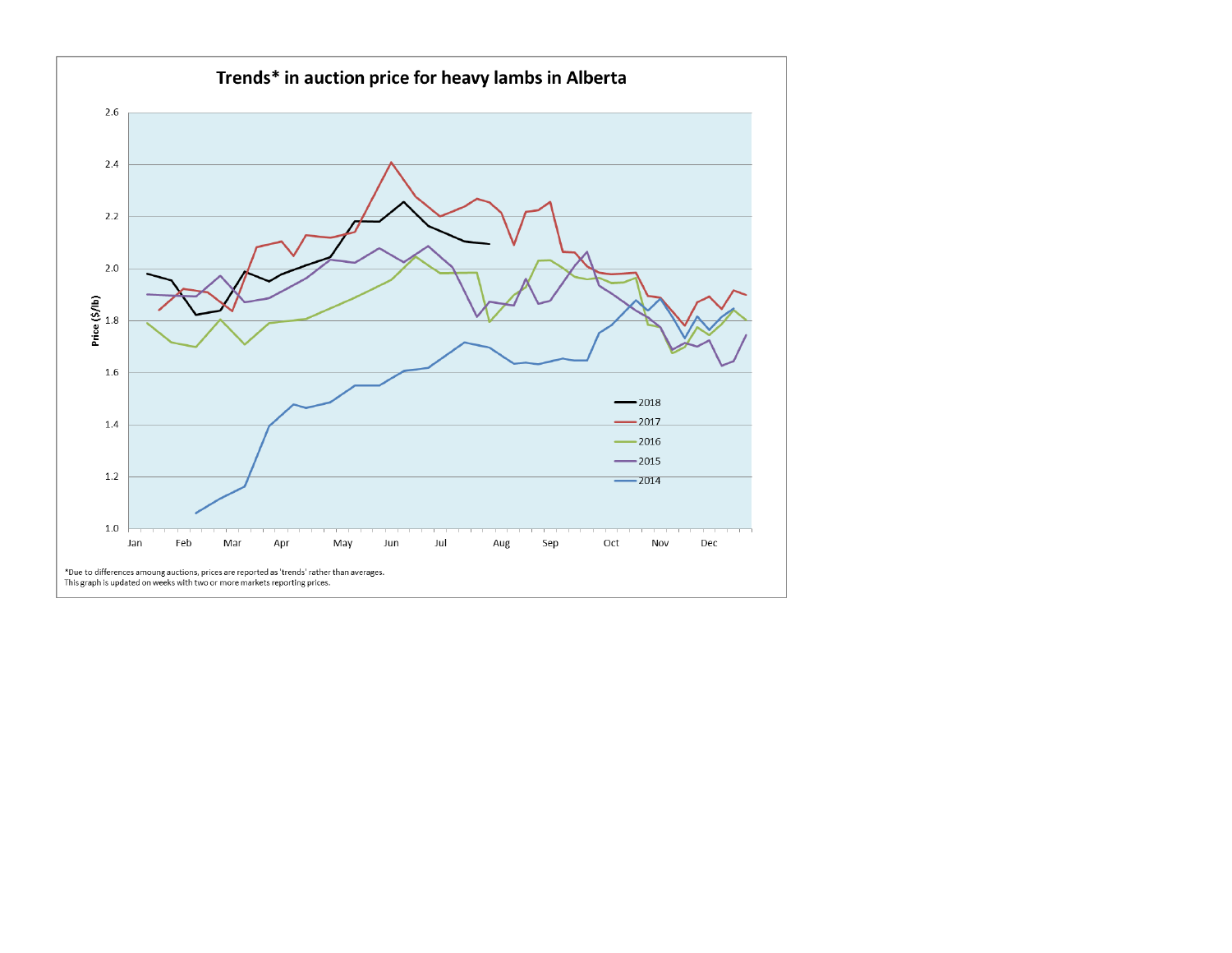## Trends* in auction price for heavy lambs in Alberta

Price ($/lb)

2.6
2.4
2.2
2.0
1.8
1.6
1.4
1.2
1.0

Jan Feb Mar Apr May Jun Jul Aug Sep Oct Nov Dec

2018
2017
2016
2015
2014

*Due to differences amoung auctions, prices are reported as 'trends' rather than averages.
This graph is updated on weeks with two or more markets reporting prices.